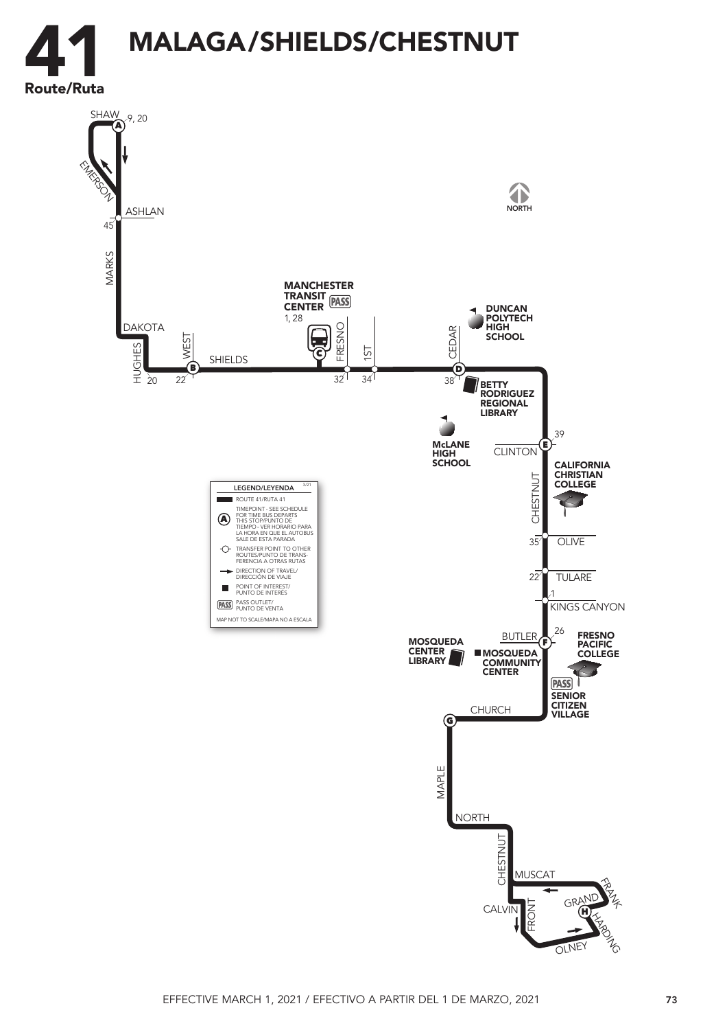# 41 MALAGA/SHIELDS/CHESTNUT

Route/Ruta

SHAW 9, 20

EMERSON

ASHLAN 45

MARKS

DAKOTA

HUGHES 20

WEST 22

SHIELDS

MANCHESTER TRANSIT CENTER PASS 1, 28

FRESNO 32

1ST 34

CEDAR 38

DUNCAN POLYTECH HIGH SCHOOL

BETTY RODRIGUEZ REGIONAL LIBRARY

McLANE HIGH SCHOOL

CLINTON 39

CALIFORNIA CHRISTIAN COLLEGE

CHESTNUT

OLIVE 35

TULARE 22

KINGS CANYON 1

BUTLER 26

MOSQUEDA CENTER LIBRARY

MOSQUEDA COMMUNITY CENTER

FRESNO PACIFIC COLLEGE

PASS SENIOR CITIZEN VILLAGE

CHURCH

MAPLE

NORTH

CHESTNUT

MUSCAT

FRANK

GRAND

HARDING

CALVIN

FRONT

OLNEY

NORTH

**LEGEND/LEYENDA** 3/21

- ROUTE 41/RUTA 41
- TIMEPOINT - SEE SCHEDULE FOR TIME BUS DEPARTS THIS STOP/PUNTO DE TIEMPO - VER HORARIO PARA LA HORA EN QUE EL AUTOBUS SALE DE ESTA PARADA
- TRANSFER POINT TO OTHER ROUTES/PUNTO DE TRANSFERENCIA A OTRAS RUTAS
- DIRECTION OF TRAVEL/DIRECCIÓN DE VIAJE
- POINT OF INTEREST/PUNTO DE INTERÉS
- PASS OUTLET/PUNTO DE VENTA

MAP NOT TO SCALE/MAPA NO A ESCALA

EFFECTIVE MARCH 1, 2021 / EFECTIVO A PARTIR DEL 1 DE MARZO, 2021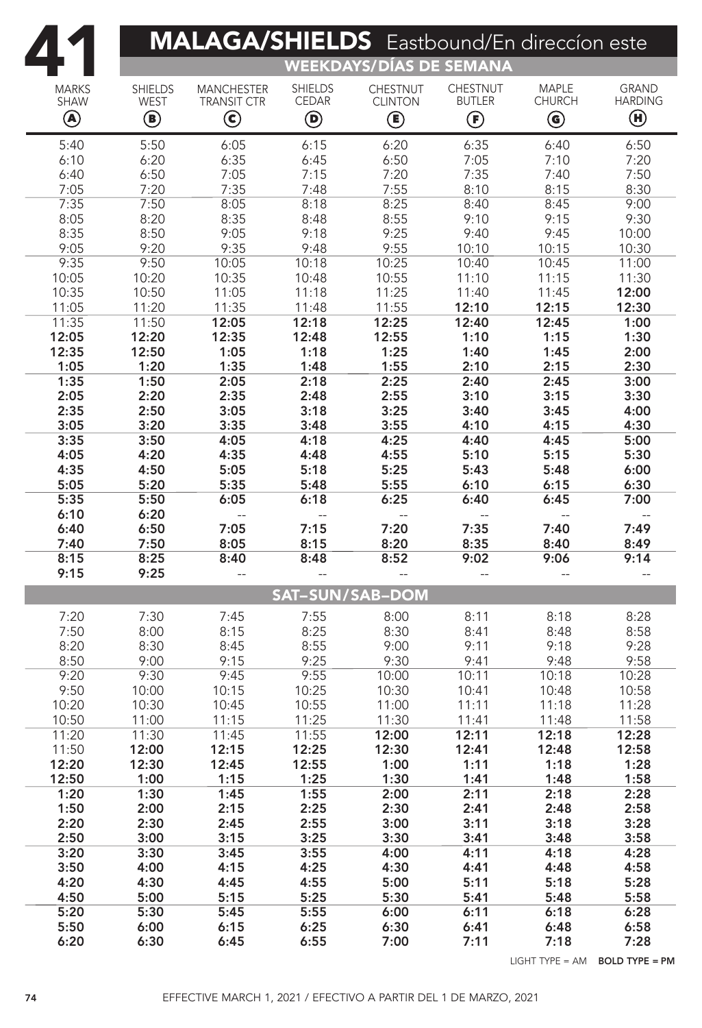# 41 MALAGA/SHIELDS Eastbound/En direccíon este

## WEEKDAYS/DÍAS DE SEMANA

| MARKS SHAW (A) | SHIELDS WEST (B) | MANCHESTER TRANSIT CTR (C) | SHIELDS CEDAR (D) | CHESTNUT CLINTON (E) | CHESTNUT BUTLER (F) | MAPLE CHURCH (G) | GRAND HARDING (H) |
|---|---|---|---|---|---|---|---|
| 5:40 | 5:50 | 6:05 | 6:15 | 6:20 | 6:35 | 6:40 | 6:50 |
| 6:10 | 6:20 | 6:35 | 6:45 | 6:50 | 7:05 | 7:10 | 7:20 |
| 6:40 | 6:50 | 7:05 | 7:15 | 7:20 | 7:35 | 7:40 | 7:50 |
| 7:05 | 7:20 | 7:35 | 7:48 | 7:55 | 8:10 | 8:15 | 8:30 |
| 7:35 | 7:50 | 8:05 | 8:18 | 8:25 | 8:40 | 8:45 | 9:00 |
| 8:05 | 8:20 | 8:35 | 8:48 | 8:55 | 9:10 | 9:15 | 9:30 |
| 8:35 | 8:50 | 9:05 | 9:18 | 9:25 | 9:40 | 9:45 | 10:00 |
| 9:05 | 9:20 | 9:35 | 9:48 | 9:55 | 10:10 | 10:15 | 10:30 |
| 9:35 | 9:50 | 10:05 | 10:18 | 10:25 | 10:40 | 10:45 | 11:00 |
| 10:05 | 10:20 | 10:35 | 10:48 | 10:55 | 11:10 | 11:15 | 11:30 |
| 10:35 | 10:50 | 11:05 | 11:18 | 11:25 | 11:40 | 11:45 | **12:00** |
| 11:05 | 11:20 | 11:35 | 11:48 | 11:55 | **12:10** | **12:15** | **12:30** |
| 11:35 | 11:50 | **12:05** | **12:18** | **12:25** | **12:40** | **12:45** | **1:00** |
| **12:05** | **12:20** | **12:35** | **12:48** | **12:55** | **1:10** | **1:15** | **1:30** |
| **12:35** | **12:50** | **1:05** | **1:18** | **1:25** | **1:40** | **1:45** | **2:00** |
| **1:05** | **1:20** | **1:35** | **1:48** | **1:55** | **2:10** | **2:15** | **2:30** |
| **1:35** | **1:50** | **2:05** | **2:18** | **2:25** | **2:40** | **2:45** | **3:00** |
| **2:05** | **2:20** | **2:35** | **2:48** | **2:55** | **3:10** | **3:15** | **3:30** |
| **2:35** | **2:50** | **3:05** | **3:18** | **3:25** | **3:40** | **3:45** | **4:00** |
| **3:05** | **3:20** | **3:35** | **3:48** | **3:55** | **4:10** | **4:15** | **4:30** |
| **3:35** | **3:50** | **4:05** | **4:18** | **4:25** | **4:40** | **4:45** | **5:00** |
| **4:05** | **4:20** | **4:35** | **4:48** | **4:55** | **5:10** | **5:15** | **5:30** |
| **4:35** | **4:50** | **5:05** | **5:18** | **5:25** | **5:43** | **5:48** | **6:00** |
| **5:05** | **5:20** | **5:35** | **5:48** | **5:55** | **6:10** | **6:15** | **6:30** |
| **5:35** | **5:50** | **6:05** | **6:18** | **6:25** | **6:40** | **6:45** | **7:00** |
| **6:10** | **6:20** | -- | -- | -- | -- | -- | -- |
| **6:40** | **6:50** | **7:05** | **7:15** | **7:20** | **7:35** | **7:40** | **7:49** |
| **7:40** | **7:50** | **8:05** | **8:15** | **8:20** | **8:35** | **8:40** | **8:49** |
| **8:15** | **8:25** | **8:40** | **8:48** | **8:52** | **9:02** | **9:06** | **9:14** |
| **9:15** | **9:25** | -- | -- | -- | -- | -- | -- |

## SAT–SUN/SAB–DOM

| MARKS SHAW (A) | SHIELDS WEST (B) | MANCHESTER TRANSIT CTR (C) | SHIELDS CEDAR (D) | CHESTNUT CLINTON (E) | CHESTNUT BUTLER (F) | MAPLE CHURCH (G) | GRAND HARDING (H) |
|---|---|---|---|---|---|---|---|
| 7:20 | 7:30 | 7:45 | 7:55 | 8:00 | 8:11 | 8:18 | 8:28 |
| 7:50 | 8:00 | 8:15 | 8:25 | 8:30 | 8:41 | 8:48 | 8:58 |
| 8:20 | 8:30 | 8:45 | 8:55 | 9:00 | 9:11 | 9:18 | 9:28 |
| 8:50 | 9:00 | 9:15 | 9:25 | 9:30 | 9:41 | 9:48 | 9:58 |
| 9:20 | 9:30 | 9:45 | 9:55 | 10:00 | 10:11 | 10:18 | 10:28 |
| 9:50 | 10:00 | 10:15 | 10:25 | 10:30 | 10:41 | 10:48 | 10:58 |
| 10:20 | 10:30 | 10:45 | 10:55 | 11:00 | 11:11 | 11:18 | 11:28 |
| 10:50 | 11:00 | 11:15 | 11:25 | 11:30 | 11:41 | 11:48 | 11:58 |
| 11:20 | 11:30 | 11:45 | 11:55 | **12:00** | **12:11** | **12:18** | **12:28** |
| 11:50 | **12:00** | **12:15** | **12:25** | **12:30** | **12:41** | **12:48** | **12:58** |
| **12:20** | **12:30** | **12:45** | **12:55** | **1:00** | **1:11** | **1:18** | **1:28** |
| **12:50** | **1:00** | **1:15** | **1:25** | **1:30** | **1:41** | **1:48** | **1:58** |
| **1:20** | **1:30** | **1:45** | **1:55** | **2:00** | **2:11** | **2:18** | **2:28** |
| **1:50** | **2:00** | **2:15** | **2:25** | **2:30** | **2:41** | **2:48** | **2:58** |
| **2:20** | **2:30** | **2:45** | **2:55** | **3:00** | **3:11** | **3:18** | **3:28** |
| **2:50** | **3:00** | **3:15** | **3:25** | **3:30** | **3:41** | **3:48** | **3:58** |
| **3:20** | **3:30** | **3:45** | **3:55** | **4:00** | **4:11** | **4:18** | **4:28** |
| **3:50** | **4:00** | **4:15** | **4:25** | **4:30** | **4:41** | **4:48** | **4:58** |
| **4:20** | **4:30** | **4:45** | **4:55** | **5:00** | **5:11** | **5:18** | **5:28** |
| **4:50** | **5:00** | **5:15** | **5:25** | **5:30** | **5:41** | **5:48** | **5:58** |
| **5:20** | **5:30** | **5:45** | **5:55** | **6:00** | **6:11** | **6:18** | **6:28** |
| **5:50** | **6:00** | **6:15** | **6:25** | **6:30** | **6:41** | **6:48** | **6:58** |
| **6:20** | **6:30** | **6:45** | **6:55** | **7:00** | **7:11** | **7:18** | **7:28** |

LIGHT TYPE = AM **BOLD TYPE = PM**

EFFECTIVE MARCH 1, 2021 / EFECTIVO A PARTIR DEL 1 DE MARZO, 2021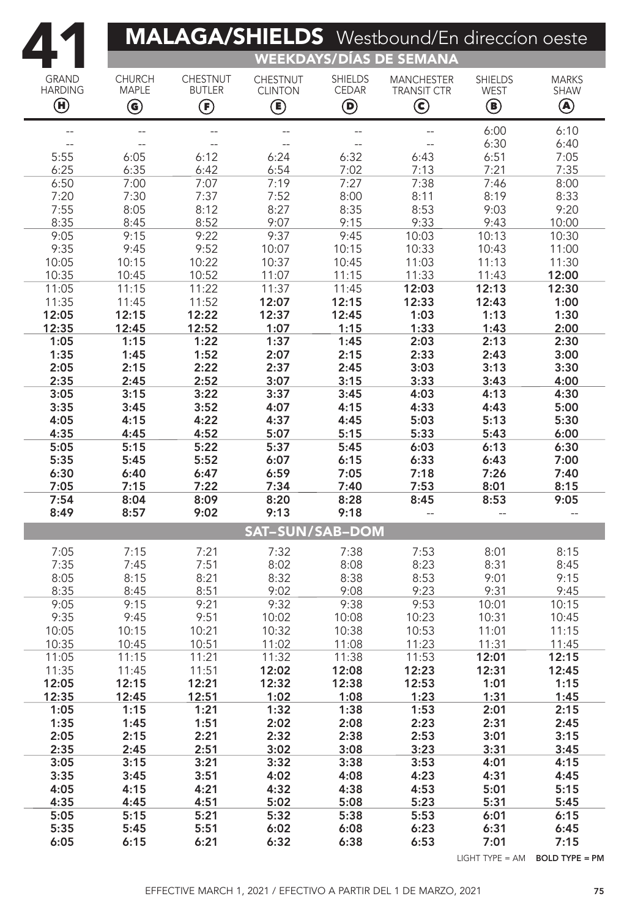# 41 MALAGA/SHIELDS Westbound/En direccíon oeste

## WEEKDAYS/DÍAS DE SEMANA

| GRAND HARDING (H) | CHURCH MAPLE (G) | CHESTNUT BUTLER (F) | CHESTNUT CLINTON (E) | SHIELDS CEDAR (D) | MANCHESTER TRANSIT CTR (C) | SHIELDS WEST (B) | MARKS SHAW (A) |
|---|---|---|---|---|---|---|---|
| -- | -- | -- | -- | -- | -- | 6:00 | 6:10 |
| -- | -- | -- | -- | -- | -- | 6:30 | 6:40 |
| 5:55 | 6:05 | 6:12 | 6:24 | 6:32 | 6:43 | 6:51 | 7:05 |
| 6:25 | 6:35 | 6:42 | 6:54 | 7:02 | 7:13 | 7:21 | 7:35 |
| 6:50 | 7:00 | 7:07 | 7:19 | 7:27 | 7:38 | 7:46 | 8:00 |
| 7:20 | 7:30 | 7:37 | 7:52 | 8:00 | 8:11 | 8:19 | 8:33 |
| 7:55 | 8:05 | 8:12 | 8:27 | 8:35 | 8:53 | 9:03 | 9:20 |
| 8:35 | 8:45 | 8:52 | 9:07 | 9:15 | 9:33 | 9:43 | 10:00 |
| 9:05 | 9:15 | 9:22 | 9:37 | 9:45 | 10:03 | 10:13 | 10:30 |
| 9:35 | 9:45 | 9:52 | 10:07 | 10:15 | 10:33 | 10:43 | 11:00 |
| 10:05 | 10:15 | 10:22 | 10:37 | 10:45 | 11:03 | 11:13 | 11:30 |
| 10:35 | 10:45 | 10:52 | 11:07 | 11:15 | 11:33 | 11:43 | **12:00** |
| 11:05 | 11:15 | 11:22 | 11:37 | 11:45 | **12:03** | **12:13** | **12:30** |
| 11:35 | 11:45 | 11:52 | **12:07** | **12:15** | **12:33** | **12:43** | **1:00** |
| **12:05** | **12:15** | **12:22** | **12:37** | **12:45** | **1:03** | **1:13** | **1:30** |
| **12:35** | **12:45** | **12:52** | **1:07** | **1:15** | **1:33** | **1:43** | **2:00** |
| **1:05** | **1:15** | **1:22** | **1:37** | **1:45** | **2:03** | **2:13** | **2:30** |
| **1:35** | **1:45** | **1:52** | **2:07** | **2:15** | **2:33** | **2:43** | **3:00** |
| **2:05** | **2:15** | **2:22** | **2:37** | **2:45** | **3:03** | **3:13** | **3:30** |
| **2:35** | **2:45** | **2:52** | **3:07** | **3:15** | **3:33** | **3:43** | **4:00** |
| **3:05** | **3:15** | **3:22** | **3:37** | **3:45** | **4:03** | **4:13** | **4:30** |
| **3:35** | **3:45** | **3:52** | **4:07** | **4:15** | **4:33** | **4:43** | **5:00** |
| **4:05** | **4:15** | **4:22** | **4:37** | **4:45** | **5:03** | **5:13** | **5:30** |
| **4:35** | **4:45** | **4:52** | **5:07** | **5:15** | **5:33** | **5:43** | **6:00** |
| **5:05** | **5:15** | **5:22** | **5:37** | **5:45** | **6:03** | **6:13** | **6:30** |
| **5:35** | **5:45** | **5:52** | **6:07** | **6:15** | **6:33** | **6:43** | **7:00** |
| **6:30** | **6:40** | **6:47** | **6:59** | **7:05** | **7:18** | **7:26** | **7:40** |
| **7:05** | **7:15** | **7:22** | **7:34** | **7:40** | **7:53** | **8:01** | **8:15** |
| **7:54** | **8:04** | **8:09** | **8:20** | **8:28** | **8:45** | **8:53** | **9:05** |
| **8:49** | **8:57** | **9:02** | **9:13** | **9:18** | -- | -- | -- |

## SAT–SUN/SAB–DOM

| GRAND HARDING (H) | CHURCH MAPLE (G) | CHESTNUT BUTLER (F) | CHESTNUT CLINTON (E) | SHIELDS CEDAR (D) | MANCHESTER TRANSIT CTR (C) | SHIELDS WEST (B) | MARKS SHAW (A) |
|---|---|---|---|---|---|---|---|
| 7:05 | 7:15 | 7:21 | 7:32 | 7:38 | 7:53 | 8:01 | 8:15 |
| 7:35 | 7:45 | 7:51 | 8:02 | 8:08 | 8:23 | 8:31 | 8:45 |
| 8:05 | 8:15 | 8:21 | 8:32 | 8:38 | 8:53 | 9:01 | 9:15 |
| 8:35 | 8:45 | 8:51 | 9:02 | 9:08 | 9:23 | 9:31 | 9:45 |
| 9:05 | 9:15 | 9:21 | 9:32 | 9:38 | 9:53 | 10:01 | 10:15 |
| 9:35 | 9:45 | 9:51 | 10:02 | 10:08 | 10:23 | 10:31 | 10:45 |
| 10:05 | 10:15 | 10:21 | 10:32 | 10:38 | 10:53 | 11:01 | 11:15 |
| 10:35 | 10:45 | 10:51 | 11:02 | 11:08 | 11:23 | 11:31 | 11:45 |
| 11:05 | 11:15 | 11:21 | 11:32 | 11:38 | 11:53 | **12:01** | **12:15** |
| 11:35 | 11:45 | 11:51 | **12:02** | **12:08** | **12:23** | **12:31** | **12:45** |
| **12:05** | **12:15** | **12:21** | **12:32** | **12:38** | **12:53** | **1:01** | **1:15** |
| **12:35** | **12:45** | **12:51** | **1:02** | **1:08** | **1:23** | **1:31** | **1:45** |
| **1:05** | **1:15** | **1:21** | **1:32** | **1:38** | **1:53** | **2:01** | **2:15** |
| **1:35** | **1:45** | **1:51** | **2:02** | **2:08** | **2:23** | **2:31** | **2:45** |
| **2:05** | **2:15** | **2:21** | **2:32** | **2:38** | **2:53** | **3:01** | **3:15** |
| **2:35** | **2:45** | **2:51** | **3:02** | **3:08** | **3:23** | **3:31** | **3:45** |
| **3:05** | **3:15** | **3:21** | **3:32** | **3:38** | **3:53** | **4:01** | **4:15** |
| **3:35** | **3:45** | **3:51** | **4:02** | **4:08** | **4:23** | **4:31** | **4:45** |
| **4:05** | **4:15** | **4:21** | **4:32** | **4:38** | **4:53** | **5:01** | **5:15** |
| **4:35** | **4:45** | **4:51** | **5:02** | **5:08** | **5:23** | **5:31** | **5:45** |
| **5:05** | **5:15** | **5:21** | **5:32** | **5:38** | **5:53** | **6:01** | **6:15** |
| **5:35** | **5:45** | **5:51** | **6:02** | **6:08** | **6:23** | **6:31** | **6:45** |
| **6:05** | **6:15** | **6:21** | **6:32** | **6:38** | **6:53** | **7:01** | **7:15** |

LIGHT TYPE = AM **BOLD TYPE = PM**

EFFECTIVE MARCH 1, 2021 / EFECTIVO A PARTIR DEL 1 DE MARZO, 2021